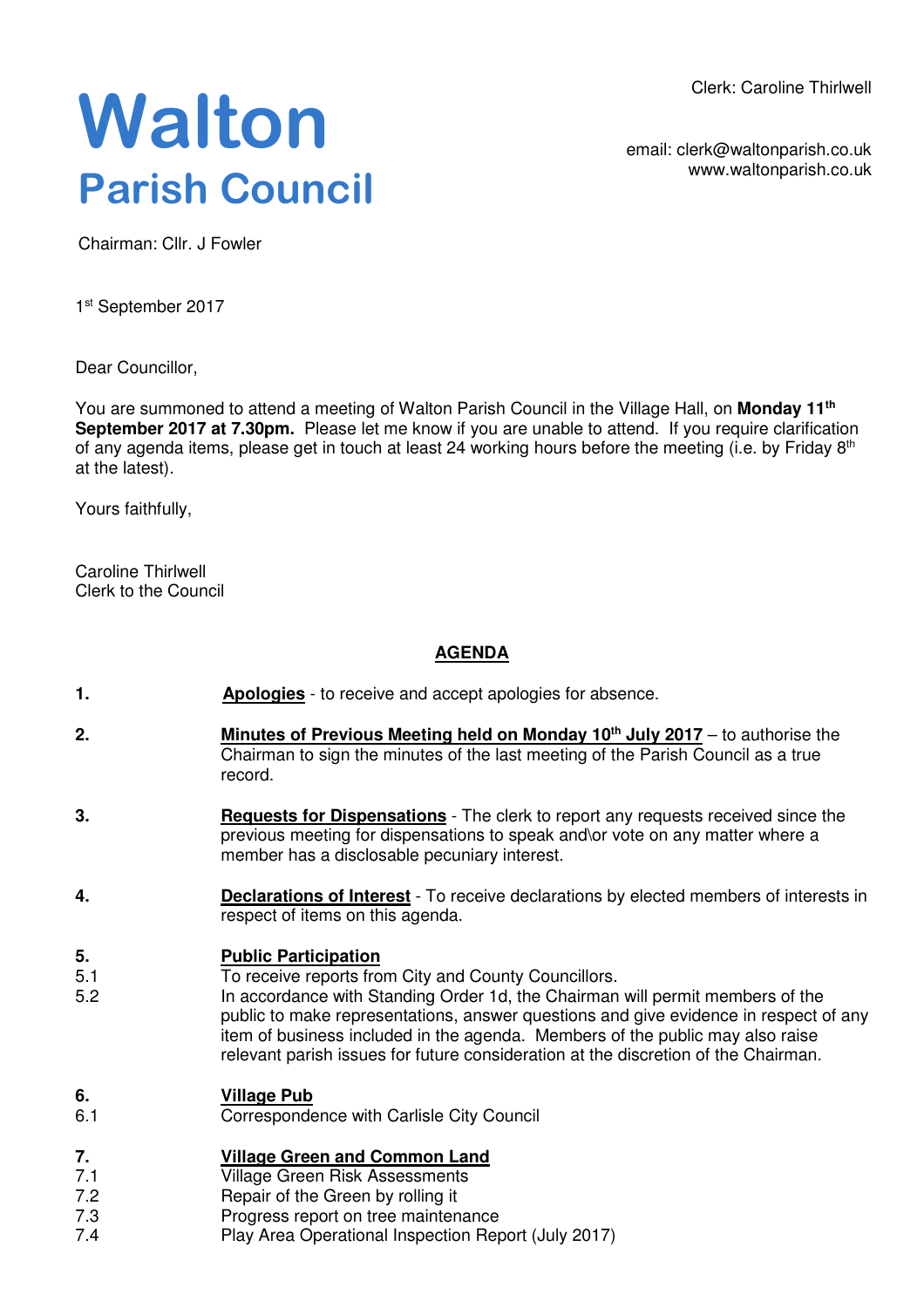# Walton
## Parish Council

Clerk: Caroline Thirlwell

email: clerk@waltonparish.co.uk
www.waltonparish.co.uk

Chairman: Cllr. J Fowler

1st September 2017

Dear Councillor,

You are summoned to attend a meeting of Walton Parish Council in the Village Hall, on **Monday 11th September 2017 at 7.30pm.** Please let me know if you are unable to attend. If you require clarification of any agenda items, please get in touch at least 24 working hours before the meeting (i.e. by Friday 8th at the latest).

Yours faithfully,

Caroline Thirlwell
Clerk to the Council

## AGENDA

**1.** **Apologies** - to receive and accept apologies for absence.

**2.** **Minutes of Previous Meeting held on Monday 10th July 2017** – to authorise the Chairman to sign the minutes of the last meeting of the Parish Council as a true record.

**3.** **Requests for Dispensations** - The clerk to report any requests received since the previous meeting for dispensations to speak and\or vote on any matter where a member has a disclosable pecuniary interest.

**4.** **Declarations of Interest** - To receive declarations by elected members of interests in respect of items on this agenda.

**5.** **Public Participation**

5.1 To receive reports from City and County Councillors.

5.2 In accordance with Standing Order 1d, the Chairman will permit members of the public to make representations, answer questions and give evidence in respect of any item of business included in the agenda. Members of the public may also raise relevant parish issues for future consideration at the discretion of the Chairman.

**6.** **Village Pub**

6.1 Correspondence with Carlisle City Council

**7.** **Village Green and Common Land**

7.1 Village Green Risk Assessments

7.2 Repair of the Green by rolling it

7.3 Progress report on tree maintenance

7.4 Play Area Operational Inspection Report (July 2017)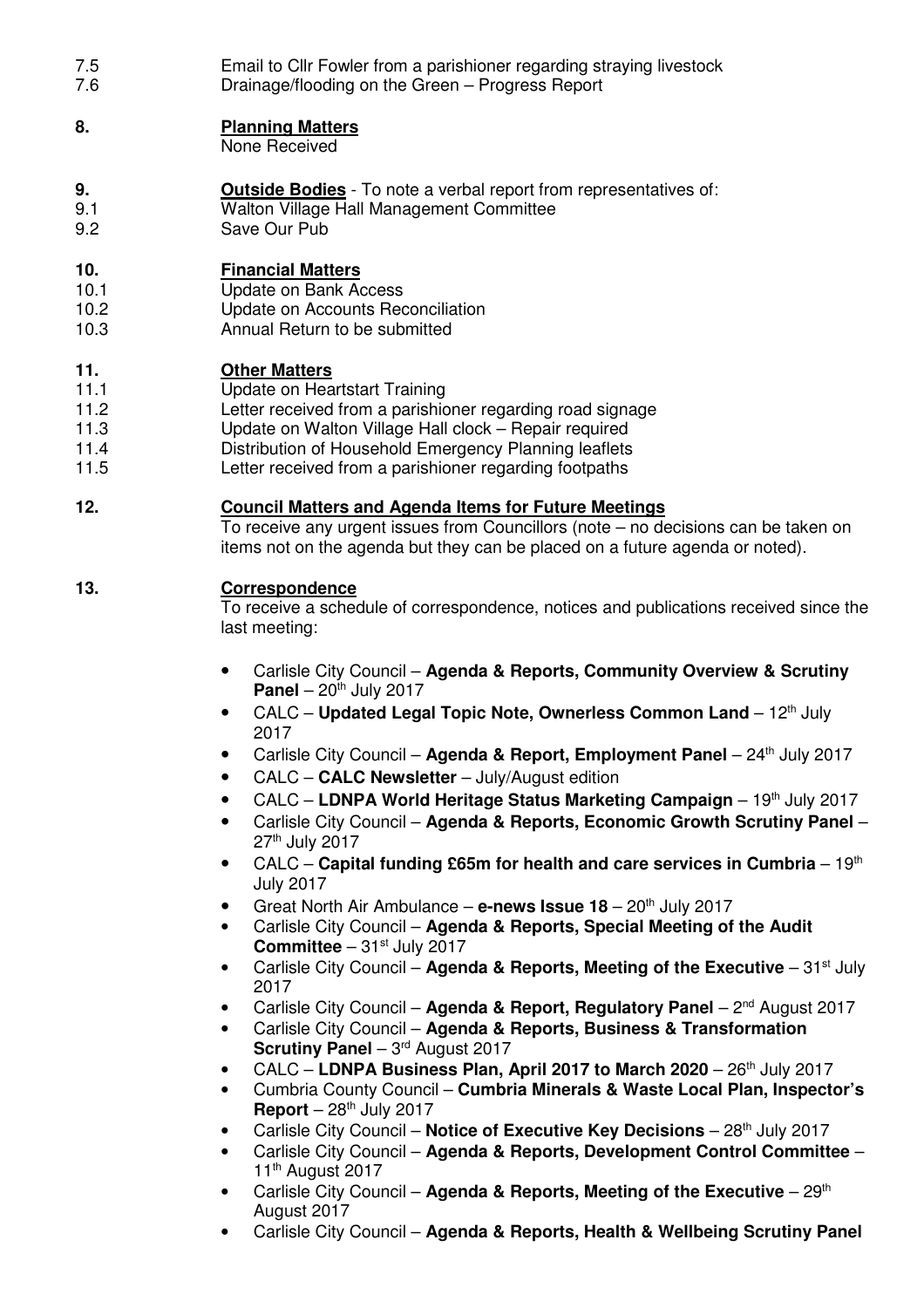7.5 Email to Cllr Fowler from a parishioner regarding straying livestock
7.6 Drainage/flooding on the Green – Progress Report

**8. Planning Matters**

None Received

**9. Outside Bodies** - To note a verbal report from representatives of:

9.1 Walton Village Hall Management Committee
9.2 Save Our Pub

**10. Financial Matters**

10.1 Update on Bank Access
10.2 Update on Accounts Reconciliation
10.3 Annual Return to be submitted

**11. Other Matters**

11.1 Update on Heartstart Training
11.2 Letter received from a parishioner regarding road signage
11.3 Update on Walton Village Hall clock – Repair required
11.4 Distribution of Household Emergency Planning leaflets
11.5 Letter received from a parishioner regarding footpaths

**12. Council Matters and Agenda Items for Future Meetings**

To receive any urgent issues from Councillors (note – no decisions can be taken on items not on the agenda but they can be placed on a future agenda or noted).

**13. Correspondence**

To receive a schedule of correspondence, notices and publications received since the last meeting:

- Carlisle City Council – **Agenda & Reports, Community Overview & Scrutiny Panel** – 20th July 2017
- CALC – **Updated Legal Topic Note, Ownerless Common Land** – 12th July 2017
- Carlisle City Council – **Agenda & Report, Employment Panel** – 24th July 2017
- CALC – **CALC Newsletter** – July/August edition
- CALC – **LDNPA World Heritage Status Marketing Campaign** – 19th July 2017
- Carlisle City Council – **Agenda & Reports, Economic Growth Scrutiny Panel** – 27th July 2017
- CALC – **Capital funding £65m for health and care services in Cumbria** – 19th July 2017
- Great North Air Ambulance – **e-news Issue 18** – 20th July 2017
- Carlisle City Council – **Agenda & Reports, Special Meeting of the Audit Committee** – 31st July 2017
- Carlisle City Council – **Agenda & Reports, Meeting of the Executive** – 31st July 2017
- Carlisle City Council – **Agenda & Report, Regulatory Panel** – 2nd August 2017
- Carlisle City Council – **Agenda & Reports, Business & Transformation Scrutiny Panel** – 3rd August 2017
- CALC – **LDNPA Business Plan, April 2017 to March 2020** – 26th July 2017
- Cumbria County Council – **Cumbria Minerals & Waste Local Plan, Inspector's Report** – 28th July 2017
- Carlisle City Council – **Notice of Executive Key Decisions** – 28th July 2017
- Carlisle City Council – **Agenda & Reports, Development Control Committee** – 11th August 2017
- Carlisle City Council – **Agenda & Reports, Meeting of the Executive** – 29th August 2017
- Carlisle City Council – **Agenda & Reports, Health & Wellbeing Scrutiny Panel**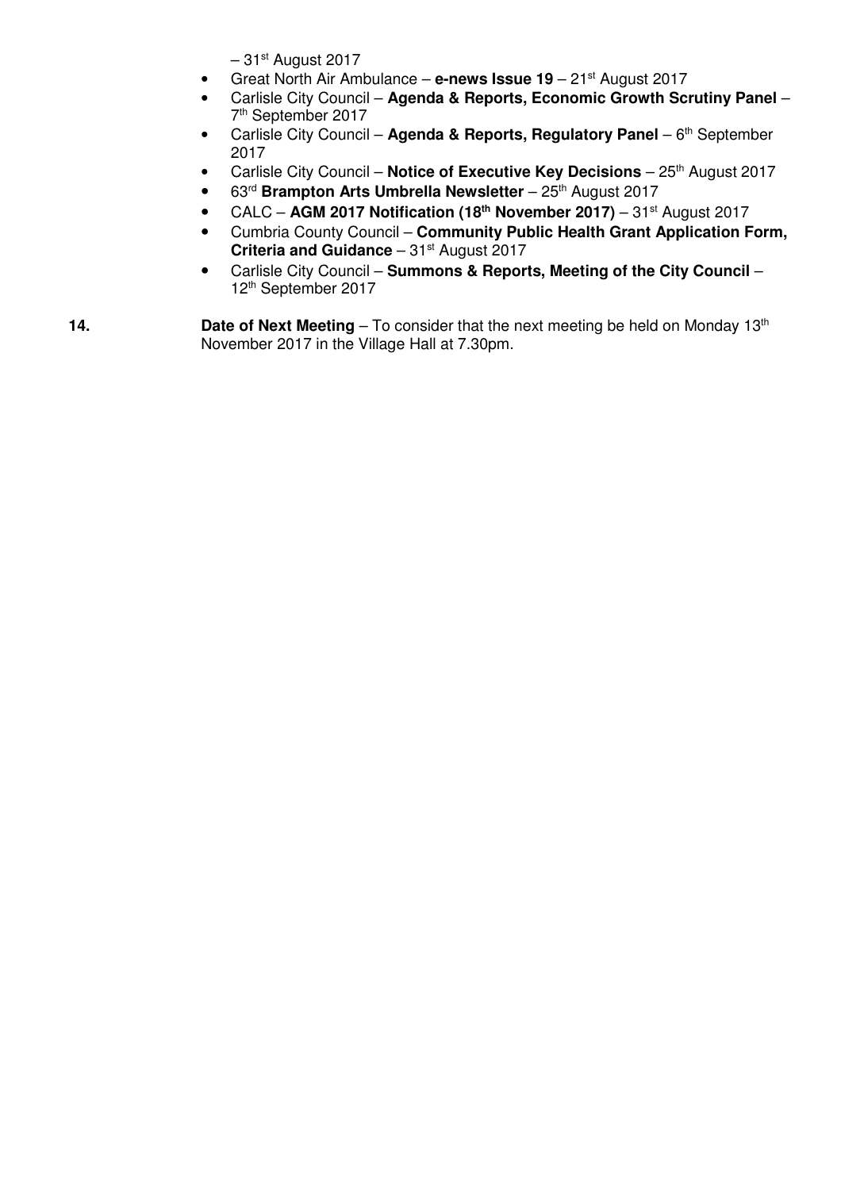– 31st August 2017

- Great North Air Ambulance – **e-news Issue 19** – 21st August 2017
- Carlisle City Council – **Agenda & Reports, Economic Growth Scrutiny Panel** – 7th September 2017
- Carlisle City Council – **Agenda & Reports, Regulatory Panel** – 6th September 2017
- Carlisle City Council – **Notice of Executive Key Decisions** – 25th August 2017
- 63rd **Brampton Arts Umbrella Newsletter** – 25th August 2017
- CALC – **AGM 2017 Notification (18th November 2017)** – 31st August 2017
- Cumbria County Council – **Community Public Health Grant Application Form, Criteria and Guidance** – 31st August 2017
- Carlisle City Council – **Summons & Reports, Meeting of the City Council** – 12th September 2017

**14.** **Date of Next Meeting** – To consider that the next meeting be held on Monday 13th November 2017 in the Village Hall at 7.30pm.